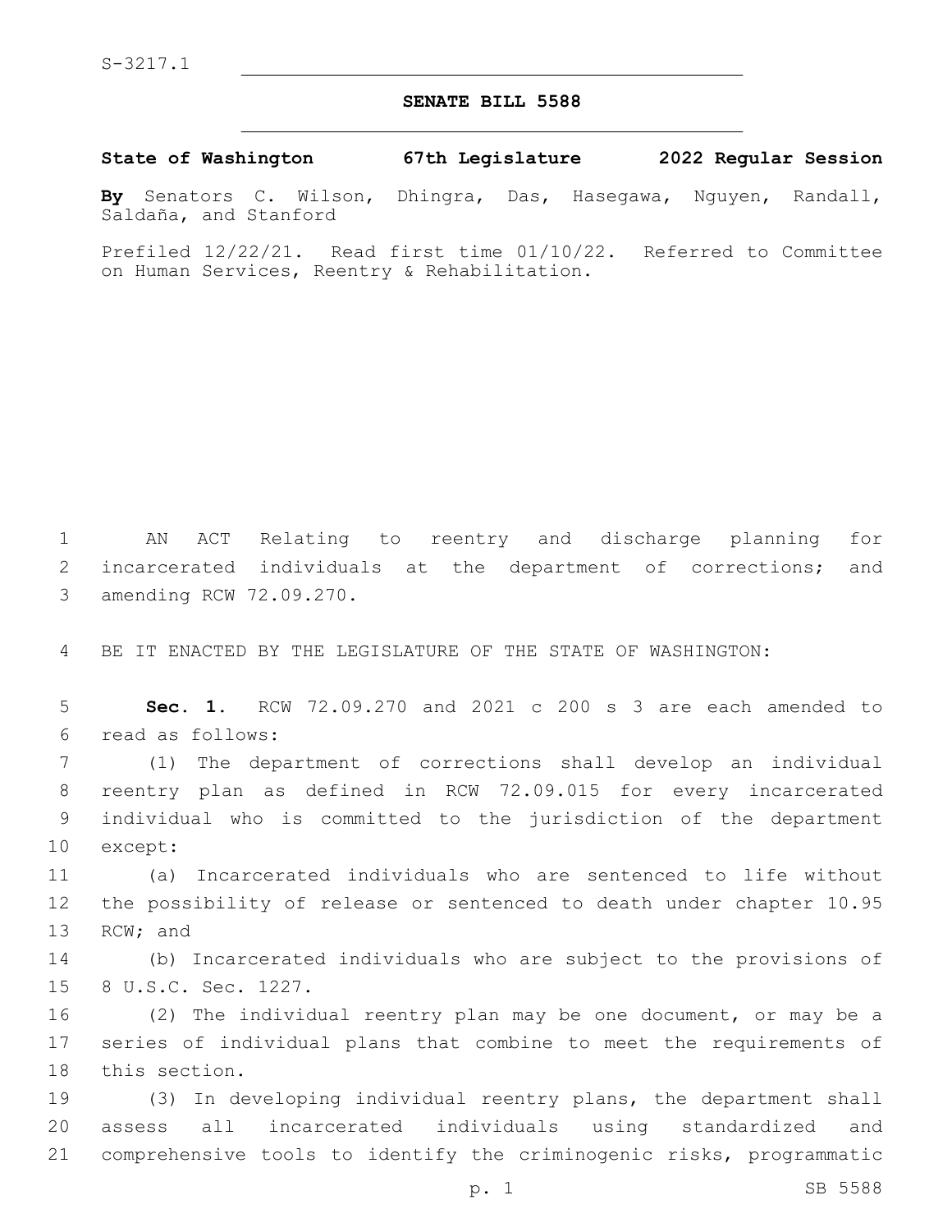S-3217.1

# SENATE BILL 5588

**State of Washington 67th Legislature 2022 Regular Session**

**By** Senators C. Wilson, Dhingra, Das, Hasegawa, Nguyen, Randall, Saldaña, and Stanford

Prefiled 12/22/21. Read first time 01/10/22. Referred to Committee on Human Services, Reentry & Rehabilitation.

AN ACT Relating to reentry and discharge planning for incarcerated individuals at the department of corrections; and amending RCW 72.09.270.

BE IT ENACTED BY THE LEGISLATURE OF THE STATE OF WASHINGTON:

**Sec. 1.** RCW 72.09.270 and 2021 c 200 s 3 are each amended to read as follows:

(1) The department of corrections shall develop an individual reentry plan as defined in RCW 72.09.015 for every incarcerated individual who is committed to the jurisdiction of the department except:

(a) Incarcerated individuals who are sentenced to life without the possibility of release or sentenced to death under chapter 10.95 RCW; and

(b) Incarcerated individuals who are subject to the provisions of 8 U.S.C. Sec. 1227.

(2) The individual reentry plan may be one document, or may be a series of individual plans that combine to meet the requirements of this section.

(3) In developing individual reentry plans, the department shall assess all incarcerated individuals using standardized and comprehensive tools to identify the criminogenic risks, programmatic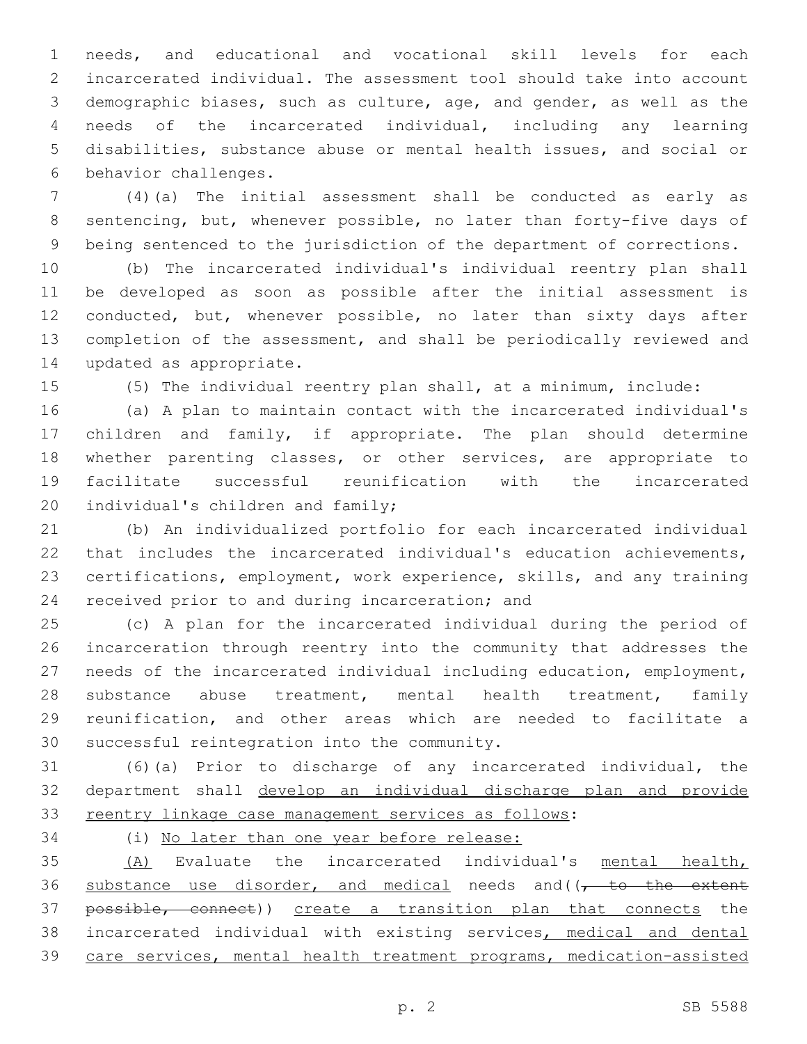needs, and educational and vocational skill levels for each incarcerated individual. The assessment tool should take into account demographic biases, such as culture, age, and gender, as well as the needs of the incarcerated individual, including any learning disabilities, substance abuse or mental health issues, and social or behavior challenges.

(4)(a) The initial assessment shall be conducted as early as sentencing, but, whenever possible, no later than forty-five days of being sentenced to the jurisdiction of the department of corrections.

(b) The incarcerated individual's individual reentry plan shall be developed as soon as possible after the initial assessment is conducted, but, whenever possible, no later than sixty days after completion of the assessment, and shall be periodically reviewed and updated as appropriate.

(5) The individual reentry plan shall, at a minimum, include:

(a) A plan to maintain contact with the incarcerated individual's children and family, if appropriate. The plan should determine whether parenting classes, or other services, are appropriate to facilitate successful reunification with the incarcerated individual's children and family;

(b) An individualized portfolio for each incarcerated individual that includes the incarcerated individual's education achievements, certifications, employment, work experience, skills, and any training received prior to and during incarceration; and

(c) A plan for the incarcerated individual during the period of incarceration through reentry into the community that addresses the needs of the incarcerated individual including education, employment, substance abuse treatment, mental health treatment, family reunification, and other areas which are needed to facilitate a successful reintegration into the community.

(6)(a) Prior to discharge of any incarcerated individual, the department shall <u>develop an individual discharge plan and provide reentry linkage case management services as follows</u>:

(i) <u>No later than one year before release:</u>

<u>(A)</u> Evaluate the incarcerated individual's <u>mental health, substance use disorder, and medical</u> needs and((~~, to the extent possible, connect~~)) <u>create a transition plan that connects</u> the incarcerated individual with existing services<u>, medical and dental care services, mental health treatment programs, medication-assisted</u>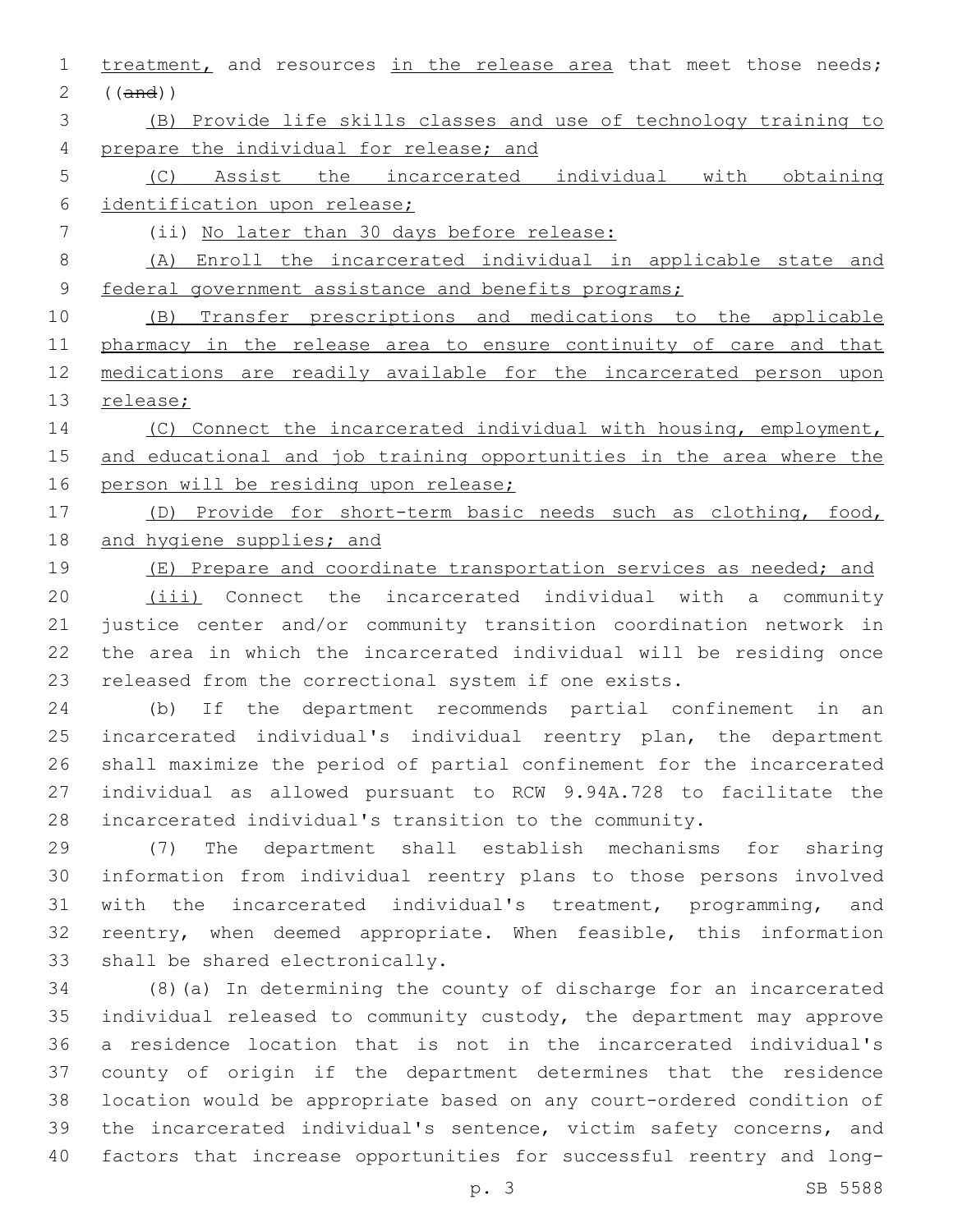treatment, and resources in the release area that meet those needs; ((and))

(B) Provide life skills classes and use of technology training to prepare the individual for release; and

(C) Assist the incarcerated individual with obtaining identification upon release;

(ii) No later than 30 days before release:

(A) Enroll the incarcerated individual in applicable state and federal government assistance and benefits programs;

(B) Transfer prescriptions and medications to the applicable pharmacy in the release area to ensure continuity of care and that medications are readily available for the incarcerated person upon release;

(C) Connect the incarcerated individual with housing, employment, and educational and job training opportunities in the area where the person will be residing upon release;

(D) Provide for short-term basic needs such as clothing, food, and hygiene supplies; and

(E) Prepare and coordinate transportation services as needed; and

(iii) Connect the incarcerated individual with a community justice center and/or community transition coordination network in the area in which the incarcerated individual will be residing once released from the correctional system if one exists.

(b) If the department recommends partial confinement in an incarcerated individual's individual reentry plan, the department shall maximize the period of partial confinement for the incarcerated individual as allowed pursuant to RCW 9.94A.728 to facilitate the incarcerated individual's transition to the community.

(7) The department shall establish mechanisms for sharing information from individual reentry plans to those persons involved with the incarcerated individual's treatment, programming, and reentry, when deemed appropriate. When feasible, this information shall be shared electronically.

(8)(a) In determining the county of discharge for an incarcerated individual released to community custody, the department may approve a residence location that is not in the incarcerated individual's county of origin if the department determines that the residence location would be appropriate based on any court-ordered condition of the incarcerated individual's sentence, victim safety concerns, and factors that increase opportunities for successful reentry and long-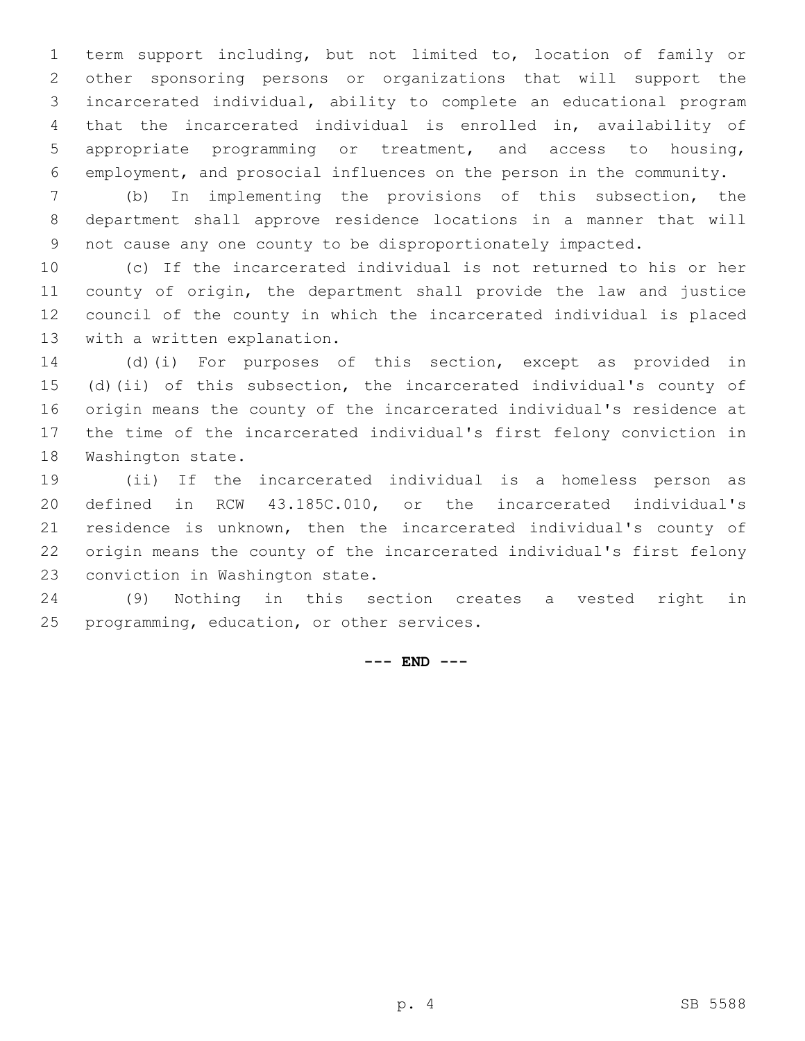term support including, but not limited to, location of family or other sponsoring persons or organizations that will support the incarcerated individual, ability to complete an educational program that the incarcerated individual is enrolled in, availability of appropriate programming or treatment, and access to housing, employment, and prosocial influences on the person in the community.

(b) In implementing the provisions of this subsection, the department shall approve residence locations in a manner that will not cause any one county to be disproportionately impacted.

(c) If the incarcerated individual is not returned to his or her county of origin, the department shall provide the law and justice council of the county in which the incarcerated individual is placed with a written explanation.

(d)(i) For purposes of this section, except as provided in (d)(ii) of this subsection, the incarcerated individual's county of origin means the county of the incarcerated individual's residence at the time of the incarcerated individual's first felony conviction in Washington state.

(ii) If the incarcerated individual is a homeless person as defined in RCW 43.185C.010, or the incarcerated individual's residence is unknown, then the incarcerated individual's county of origin means the county of the incarcerated individual's first felony conviction in Washington state.

(9) Nothing in this section creates a vested right in programming, education, or other services.

**--- END ---**